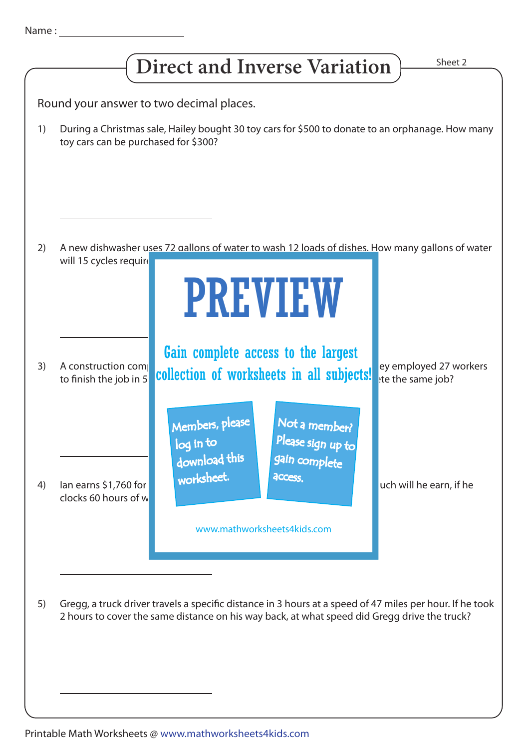Name : ____________________

# Direct and Inverse Variation

Sheet 2

Round your answer to two decimal places.

1) During a Christmas sale, Hailey bought 30 toy cars for $500 to donate to an orphanage. How many toy cars can be purchased for $300?

____________________

2) A new dishwasher uses 72 gallons of water to wash 12 loads of dishes. How many gallons of water will 15 cycles requir

____________________

**PREVIEW**

Gain complete access to the largest collection of worksheets in all subjects!

Members, please log in to download this worksheet.

Not a member? Please sign up to gain complete access.

www.mathworksheets4kids.com

3) A construction com ey employed 27 workers to finish the job in 5 te the same job?

____________________

4) Ian earns $1,760 for uch will he earn, if he clocks 60 hours of w

____________________

5) Gregg, a truck driver travels a specific distance in 3 hours at a speed of 47 miles per hour. If he took 2 hours to cover the same distance on his way back, at what speed did Gregg drive the truck?

____________________

Printable Math Worksheets @ www.mathworksheets4kids.com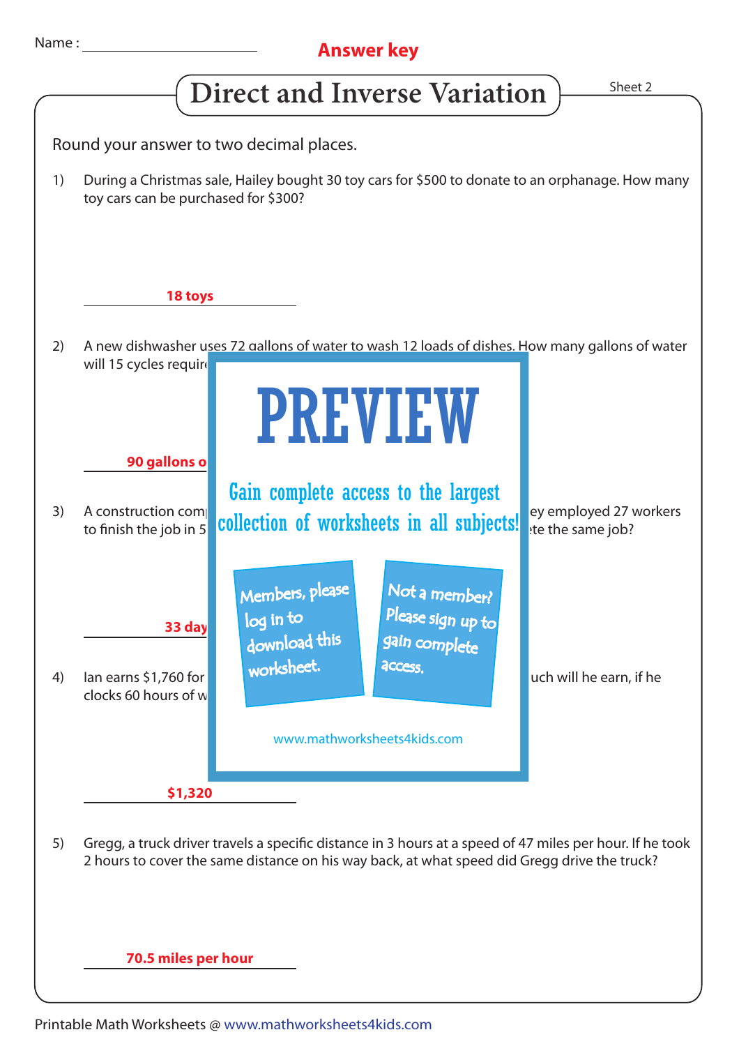Name : ________________ **Answer key**

# Direct and Inverse Variation

Sheet 2

Round your answer to two decimal places.

1) During a Christmas sale, Hailey bought 30 toy cars for $500 to donate to an orphanage. How many toy cars can be purchased for $300?

**18 toys**

2) A new dishwasher uses 72 gallons of water to wash 12 loads of dishes. How many gallons of water will 15 cycles requir

**90 gallons o**

3) A construction comp ey employed 27 workers to finish the job in 5 ete the same job?

**33 day**

PREVIEW

Gain complete access to the largest collection of worksheets in all subjects!

Members, please log in to download this worksheet.

Not a member? Please sign up to gain complete access.

www.mathworksheets4kids.com

4) Ian earns $1,760 for uch will he earn, if he clocks 60 hours of w

**$1,320**

5) Gregg, a truck driver travels a specific distance in 3 hours at a speed of 47 miles per hour. If he took 2 hours to cover the same distance on his way back, at what speed did Gregg drive the truck?

**70.5 miles per hour**

Printable Math Worksheets @ www.mathworksheets4kids.com